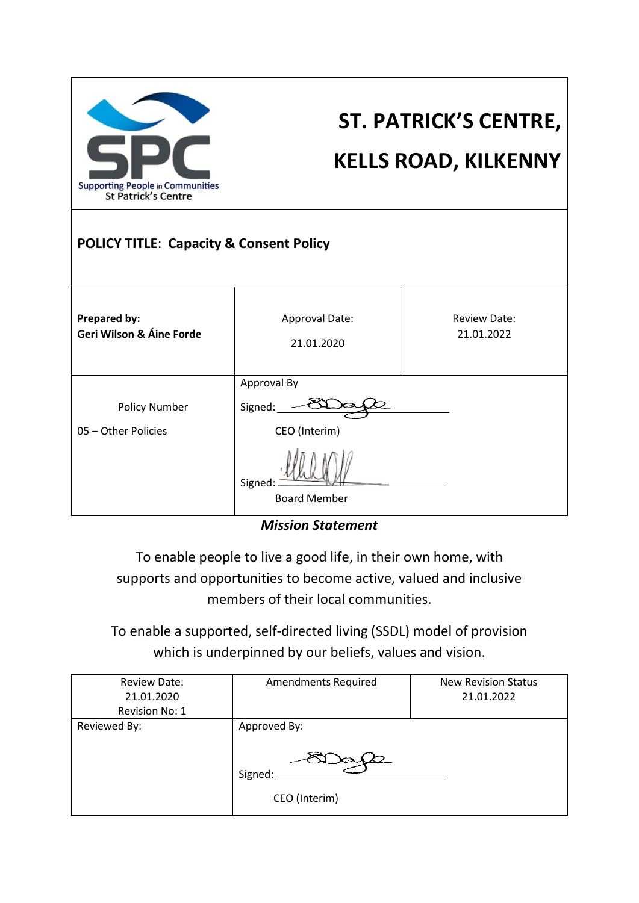| Supporting People in Communities St Patrick's Centre | **ST. PATRICK'S CENTRE, KELLS ROAD, KILKENNY** | |
|---|---|---|
| **POLICY TITLE**: **Capacity & Consent Policy** | | |
| **Prepared by:** **Geri Wilson & Áine Forde** | Approval Date: 21.01.2020 | Review Date: 21.01.2022 |
| Policy Number 05 – Other Policies | Approval By Signed: CEO (Interim) Signed: Board Member | |

***Mission Statement***

To enable people to live a good life, in their own home, with supports and opportunities to become active, valued and inclusive members of their local communities.

To enable a supported, self-directed living (SSDL) model of provision which is underpinned by our beliefs, values and vision.

| Review Date: 21.01.2020 Revision No: 1 | Amendments Required | New Revision Status 21.01.2022 |
|---|---|---|
| Reviewed By: | Approved By: Signed: CEO (Interim) | |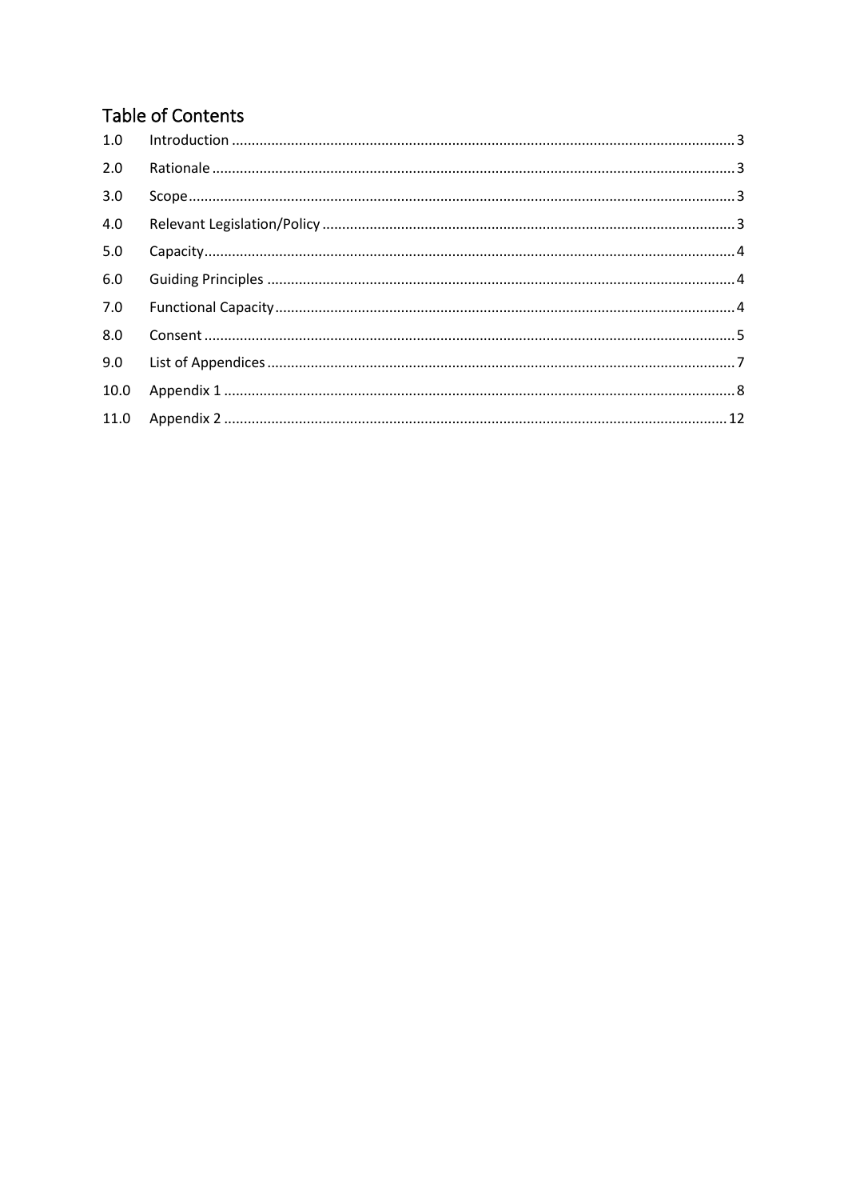## Table of Contents

| | | |
|---|---|---|
| 1.0 | Introduction | 3 |
| 2.0 | Rationale | 3 |
| 3.0 | Scope | 3 |
| 4.0 | Relevant Legislation/Policy | 3 |
| 5.0 | Capacity | 4 |
| 6.0 | Guiding Principles | 4 |
| 7.0 | Functional Capacity | 4 |
| 8.0 | Consent | 5 |
| 9.0 | List of Appendices | 7 |
| 10.0 | Appendix 1 | 8 |
| 11.0 | Appendix 2 | 12 |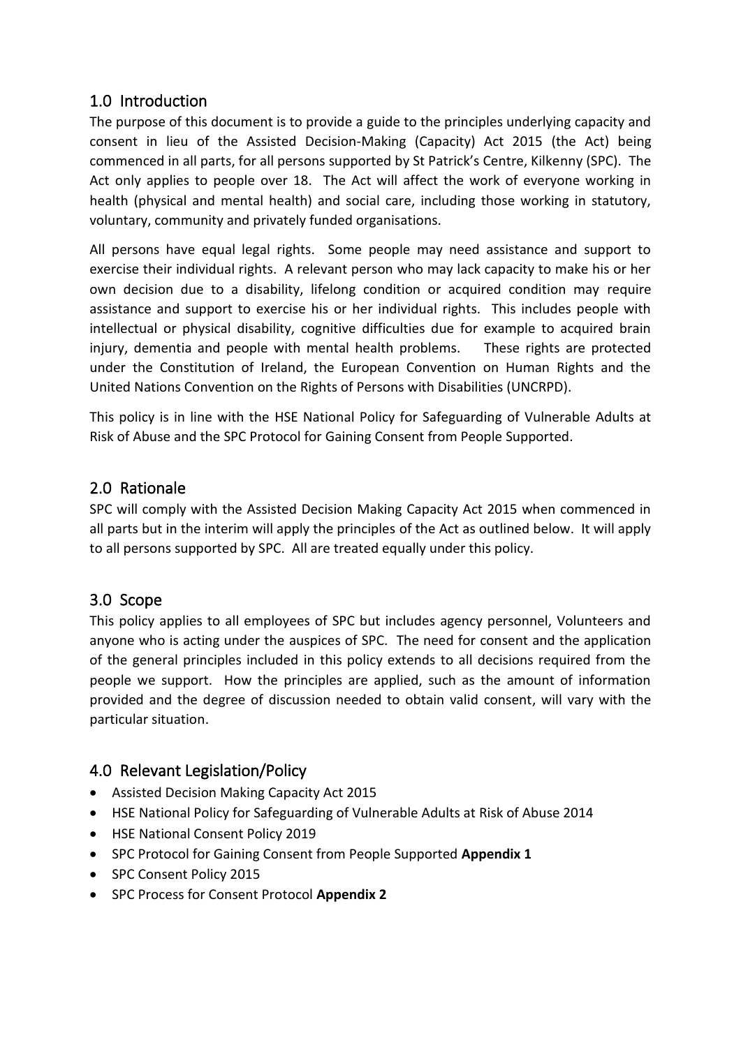## 1.0 Introduction

The purpose of this document is to provide a guide to the principles underlying capacity and consent in lieu of the Assisted Decision-Making (Capacity) Act 2015 (the Act) being commenced in all parts, for all persons supported by St Patrick's Centre, Kilkenny (SPC). The Act only applies to people over 18. The Act will affect the work of everyone working in health (physical and mental health) and social care, including those working in statutory, voluntary, community and privately funded organisations.

All persons have equal legal rights. Some people may need assistance and support to exercise their individual rights. A relevant person who may lack capacity to make his or her own decision due to a disability, lifelong condition or acquired condition may require assistance and support to exercise his or her individual rights. This includes people with intellectual or physical disability, cognitive difficulties due for example to acquired brain injury, dementia and people with mental health problems. These rights are protected under the Constitution of Ireland, the European Convention on Human Rights and the United Nations Convention on the Rights of Persons with Disabilities (UNCRPD).

This policy is in line with the HSE National Policy for Safeguarding of Vulnerable Adults at Risk of Abuse and the SPC Protocol for Gaining Consent from People Supported.

## 2.0 Rationale

SPC will comply with the Assisted Decision Making Capacity Act 2015 when commenced in all parts but in the interim will apply the principles of the Act as outlined below. It will apply to all persons supported by SPC. All are treated equally under this policy.

## 3.0 Scope

This policy applies to all employees of SPC but includes agency personnel, Volunteers and anyone who is acting under the auspices of SPC. The need for consent and the application of the general principles included in this policy extends to all decisions required from the people we support. How the principles are applied, such as the amount of information provided and the degree of discussion needed to obtain valid consent, will vary with the particular situation.

## 4.0 Relevant Legislation/Policy

- Assisted Decision Making Capacity Act 2015
- HSE National Policy for Safeguarding of Vulnerable Adults at Risk of Abuse 2014
- HSE National Consent Policy 2019
- SPC Protocol for Gaining Consent from People Supported **Appendix 1**
- SPC Consent Policy 2015
- SPC Process for Consent Protocol **Appendix 2**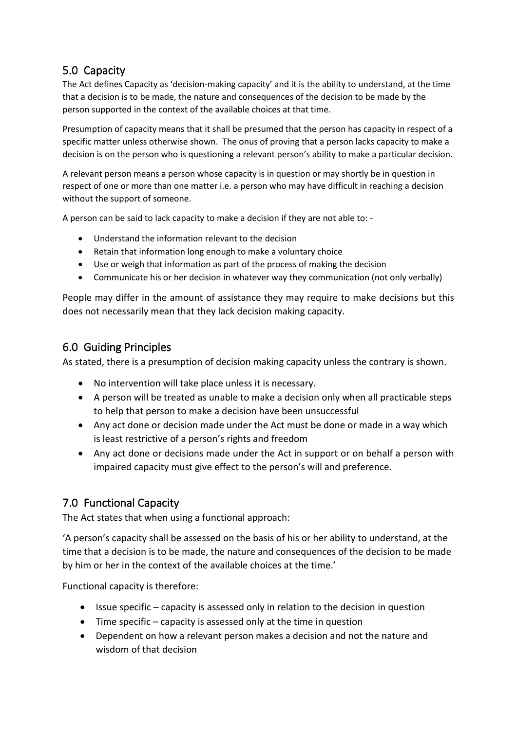## 5.0 Capacity

The Act defines Capacity as 'decision-making capacity' and it is the ability to understand, at the time that a decision is to be made, the nature and consequences of the decision to be made by the person supported in the context of the available choices at that time.

Presumption of capacity means that it shall be presumed that the person has capacity in respect of a specific matter unless otherwise shown. The onus of proving that a person lacks capacity to make a decision is on the person who is questioning a relevant person's ability to make a particular decision.

A relevant person means a person whose capacity is in question or may shortly be in question in respect of one or more than one matter i.e. a person who may have difficult in reaching a decision without the support of someone.

A person can be said to lack capacity to make a decision if they are not able to: -

- Understand the information relevant to the decision
- Retain that information long enough to make a voluntary choice
- Use or weigh that information as part of the process of making the decision
- Communicate his or her decision in whatever way they communication (not only verbally)

People may differ in the amount of assistance they may require to make decisions but this does not necessarily mean that they lack decision making capacity.

## 6.0 Guiding Principles

As stated, there is a presumption of decision making capacity unless the contrary is shown.

- No intervention will take place unless it is necessary.
- A person will be treated as unable to make a decision only when all practicable steps to help that person to make a decision have been unsuccessful
- Any act done or decision made under the Act must be done or made in a way which is least restrictive of a person's rights and freedom
- Any act done or decisions made under the Act in support or on behalf a person with impaired capacity must give effect to the person's will and preference.

## 7.0 Functional Capacity

The Act states that when using a functional approach:

'A person's capacity shall be assessed on the basis of his or her ability to understand, at the time that a decision is to be made, the nature and consequences of the decision to be made by him or her in the context of the available choices at the time.'

Functional capacity is therefore:

- Issue specific – capacity is assessed only in relation to the decision in question
- Time specific – capacity is assessed only at the time in question
- Dependent on how a relevant person makes a decision and not the nature and wisdom of that decision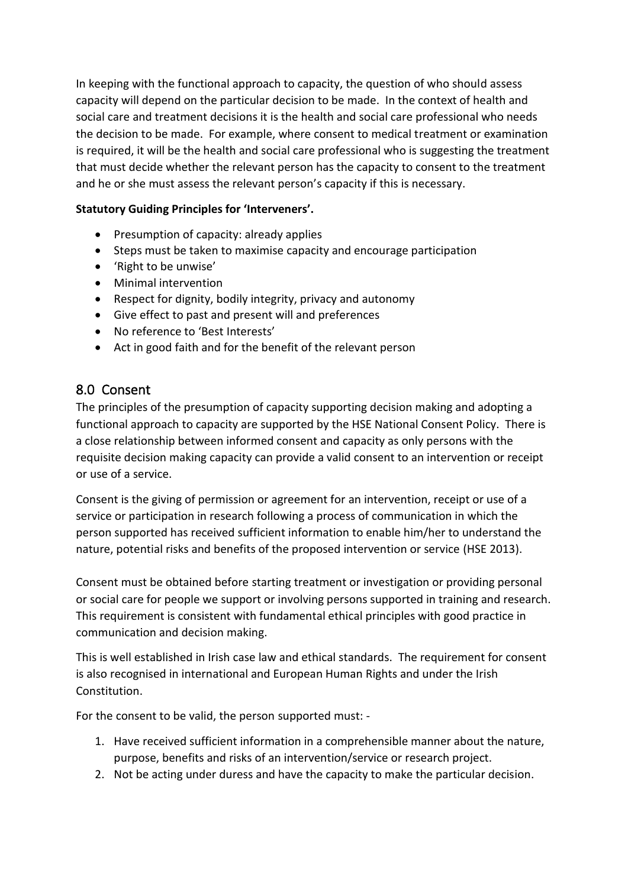In keeping with the functional approach to capacity, the question of who should assess capacity will depend on the particular decision to be made. In the context of health and social care and treatment decisions it is the health and social care professional who needs the decision to be made. For example, where consent to medical treatment or examination is required, it will be the health and social care professional who is suggesting the treatment that must decide whether the relevant person has the capacity to consent to the treatment and he or she must assess the relevant person's capacity if this is necessary.

**Statutory Guiding Principles for 'Interveners'.**

- Presumption of capacity: already applies
- Steps must be taken to maximise capacity and encourage participation
- 'Right to be unwise'
- Minimal intervention
- Respect for dignity, bodily integrity, privacy and autonomy
- Give effect to past and present will and preferences
- No reference to 'Best Interests'
- Act in good faith and for the benefit of the relevant person

## 8.0 Consent

The principles of the presumption of capacity supporting decision making and adopting a functional approach to capacity are supported by the HSE National Consent Policy. There is a close relationship between informed consent and capacity as only persons with the requisite decision making capacity can provide a valid consent to an intervention or receipt or use of a service.

Consent is the giving of permission or agreement for an intervention, receipt or use of a service or participation in research following a process of communication in which the person supported has received sufficient information to enable him/her to understand the nature, potential risks and benefits of the proposed intervention or service (HSE 2013).

Consent must be obtained before starting treatment or investigation or providing personal or social care for people we support or involving persons supported in training and research. This requirement is consistent with fundamental ethical principles with good practice in communication and decision making.

This is well established in Irish case law and ethical standards. The requirement for consent is also recognised in international and European Human Rights and under the Irish Constitution.

For the consent to be valid, the person supported must: -

1. Have received sufficient information in a comprehensible manner about the nature, purpose, benefits and risks of an intervention/service or research project.
2. Not be acting under duress and have the capacity to make the particular decision.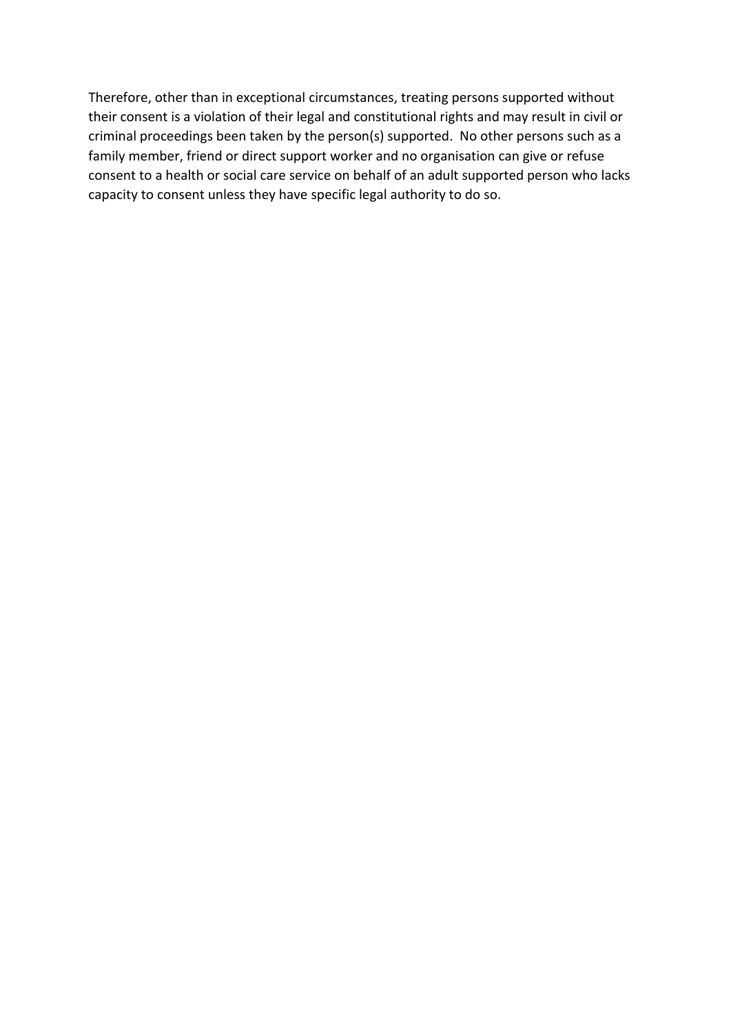Therefore, other than in exceptional circumstances, treating persons supported without their consent is a violation of their legal and constitutional rights and may result in civil or criminal proceedings been taken by the person(s) supported. No other persons such as a family member, friend or direct support worker and no organisation can give or refuse consent to a health or social care service on behalf of an adult supported person who lacks capacity to consent unless they have specific legal authority to do so.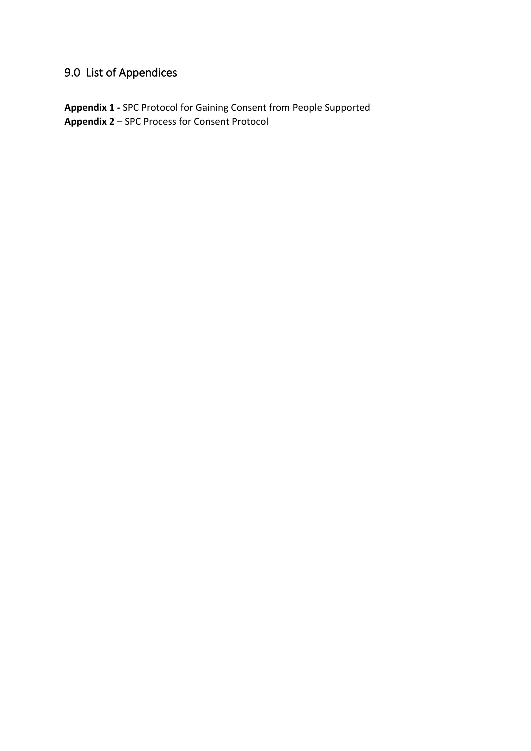## 9.0 List of Appendices

**Appendix 1 -** SPC Protocol for Gaining Consent from People Supported
**Appendix 2** – SPC Process for Consent Protocol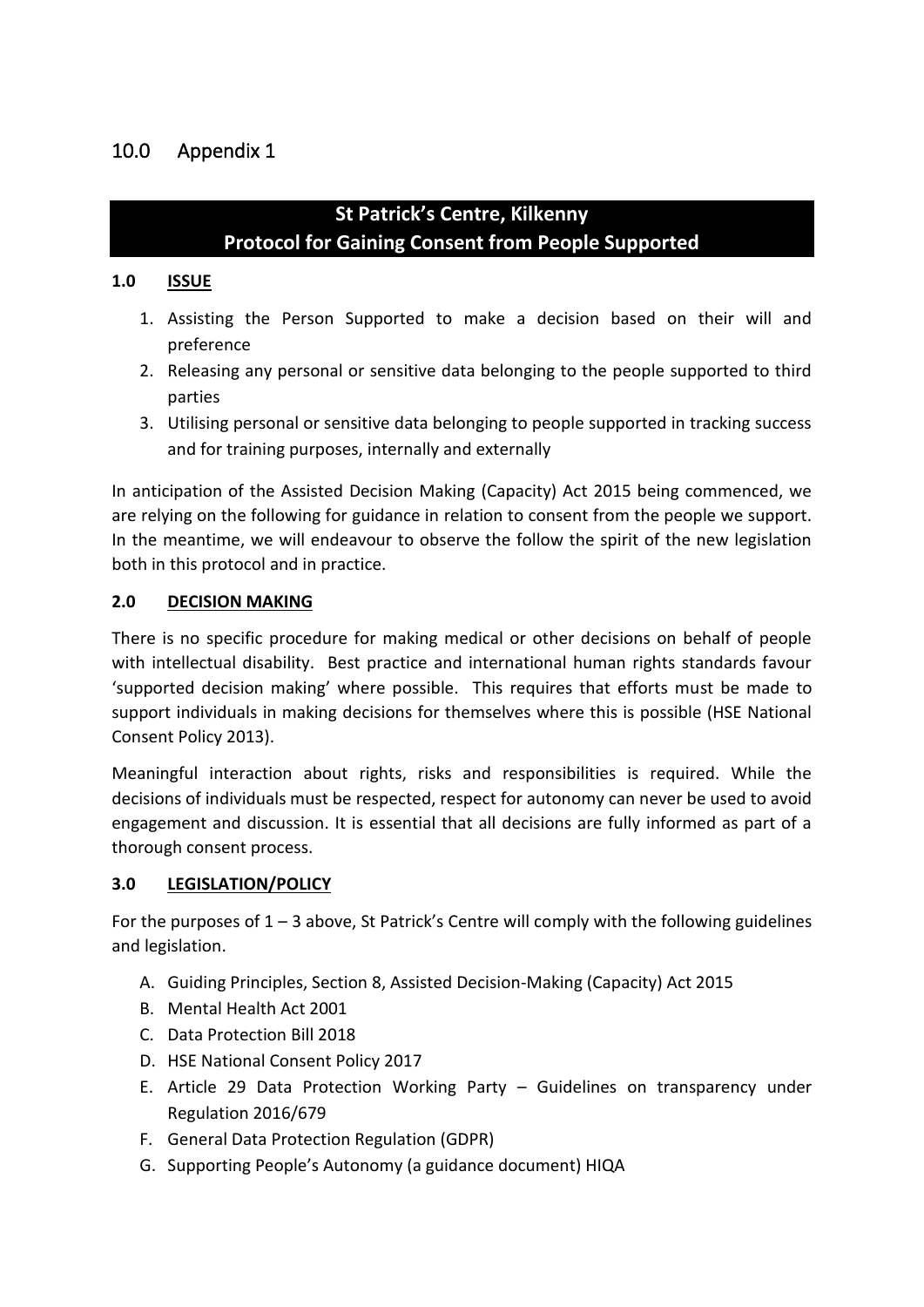## 10.0 Appendix 1

## St Patrick's Centre, Kilkenny
## Protocol for Gaining Consent from People Supported

### 1.0 ISSUE

1. Assisting the Person Supported to make a decision based on their will and preference
2. Releasing any personal or sensitive data belonging to the people supported to third parties
3. Utilising personal or sensitive data belonging to people supported in tracking success and for training purposes, internally and externally

In anticipation of the Assisted Decision Making (Capacity) Act 2015 being commenced, we are relying on the following for guidance in relation to consent from the people we support. In the meantime, we will endeavour to observe the follow the spirit of the new legislation both in this protocol and in practice.

### 2.0 DECISION MAKING

There is no specific procedure for making medical or other decisions on behalf of people with intellectual disability. Best practice and international human rights standards favour 'supported decision making' where possible. This requires that efforts must be made to support individuals in making decisions for themselves where this is possible (HSE National Consent Policy 2013).

Meaningful interaction about rights, risks and responsibilities is required. While the decisions of individuals must be respected, respect for autonomy can never be used to avoid engagement and discussion. It is essential that all decisions are fully informed as part of a thorough consent process.

### 3.0 LEGISLATION/POLICY

For the purposes of 1 – 3 above, St Patrick's Centre will comply with the following guidelines and legislation.

A. Guiding Principles, Section 8, Assisted Decision-Making (Capacity) Act 2015
B. Mental Health Act 2001
C. Data Protection Bill 2018
D. HSE National Consent Policy 2017
E. Article 29 Data Protection Working Party – Guidelines on transparency under Regulation 2016/679
F. General Data Protection Regulation (GDPR)
G. Supporting People's Autonomy (a guidance document) HIQA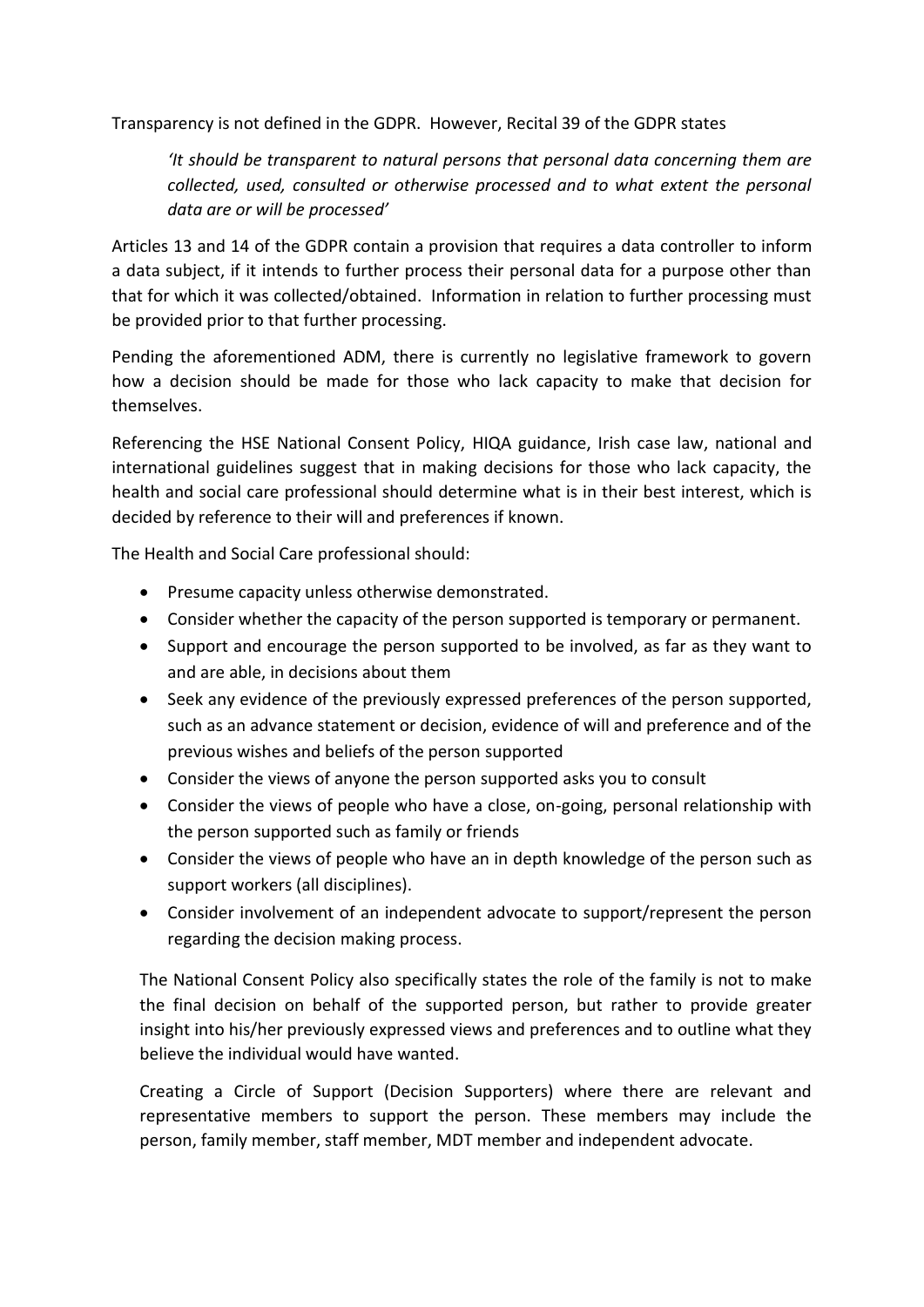Transparency is not defined in the GDPR. However, Recital 39 of the GDPR states

> *'It should be transparent to natural persons that personal data concerning them are collected, used, consulted or otherwise processed and to what extent the personal data are or will be processed'*

Articles 13 and 14 of the GDPR contain a provision that requires a data controller to inform a data subject, if it intends to further process their personal data for a purpose other than that for which it was collected/obtained. Information in relation to further processing must be provided prior to that further processing.

Pending the aforementioned ADM, there is currently no legislative framework to govern how a decision should be made for those who lack capacity to make that decision for themselves.

Referencing the HSE National Consent Policy, HIQA guidance, Irish case law, national and international guidelines suggest that in making decisions for those who lack capacity, the health and social care professional should determine what is in their best interest, which is decided by reference to their will and preferences if known.

The Health and Social Care professional should:

- Presume capacity unless otherwise demonstrated.
- Consider whether the capacity of the person supported is temporary or permanent.
- Support and encourage the person supported to be involved, as far as they want to and are able, in decisions about them
- Seek any evidence of the previously expressed preferences of the person supported, such as an advance statement or decision, evidence of will and preference and of the previous wishes and beliefs of the person supported
- Consider the views of anyone the person supported asks you to consult
- Consider the views of people who have a close, on-going, personal relationship with the person supported such as family or friends
- Consider the views of people who have an in depth knowledge of the person such as support workers (all disciplines).
- Consider involvement of an independent advocate to support/represent the person regarding the decision making process.

The National Consent Policy also specifically states the role of the family is not to make the final decision on behalf of the supported person, but rather to provide greater insight into his/her previously expressed views and preferences and to outline what they believe the individual would have wanted.

Creating a Circle of Support (Decision Supporters) where there are relevant and representative members to support the person. These members may include the person, family member, staff member, MDT member and independent advocate.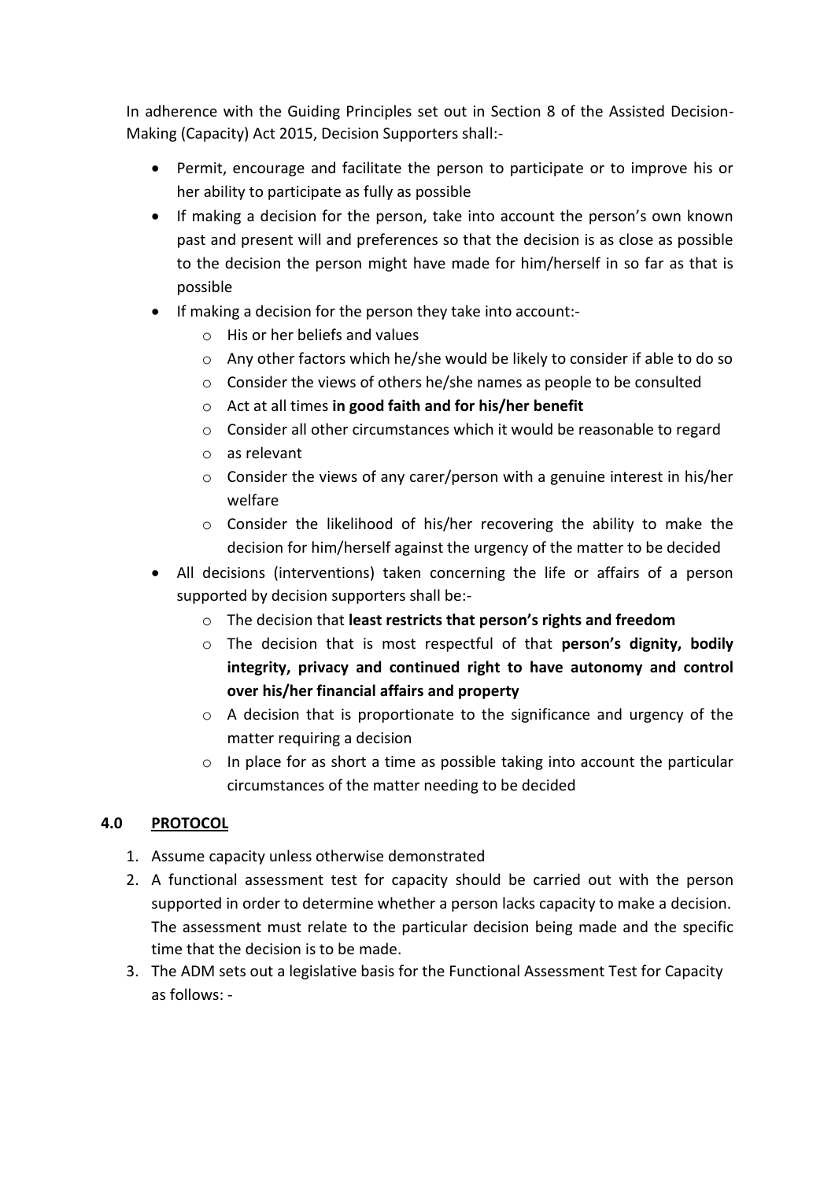In adherence with the Guiding Principles set out in Section 8 of the Assisted Decision-Making (Capacity) Act 2015, Decision Supporters shall:-

- Permit, encourage and facilitate the person to participate or to improve his or her ability to participate as fully as possible
- If making a decision for the person, take into account the person's own known past and present will and preferences so that the decision is as close as possible to the decision the person might have made for him/herself in so far as that is possible
- If making a decision for the person they take into account:-
  - His or her beliefs and values
  - Any other factors which he/she would be likely to consider if able to do so
  - Consider the views of others he/she names as people to be consulted
  - Act at all times **in good faith and for his/her benefit**
  - Consider all other circumstances which it would be reasonable to regard
  - as relevant
  - Consider the views of any carer/person with a genuine interest in his/her welfare
  - Consider the likelihood of his/her recovering the ability to make the decision for him/herself against the urgency of the matter to be decided
- All decisions (interventions) taken concerning the life or affairs of a person supported by decision supporters shall be:-
  - The decision that **least restricts that person's rights and freedom**
  - The decision that is most respectful of that **person's dignity, bodily integrity, privacy and continued right to have autonomy and control over his/her financial affairs and property**
  - A decision that is proportionate to the significance and urgency of the matter requiring a decision
  - In place for as short a time as possible taking into account the particular circumstances of the matter needing to be decided

## 4.0 PROTOCOL

1. Assume capacity unless otherwise demonstrated
2. A functional assessment test for capacity should be carried out with the person supported in order to determine whether a person lacks capacity to make a decision. The assessment must relate to the particular decision being made and the specific time that the decision is to be made.
3. The ADM sets out a legislative basis for the Functional Assessment Test for Capacity as follows: -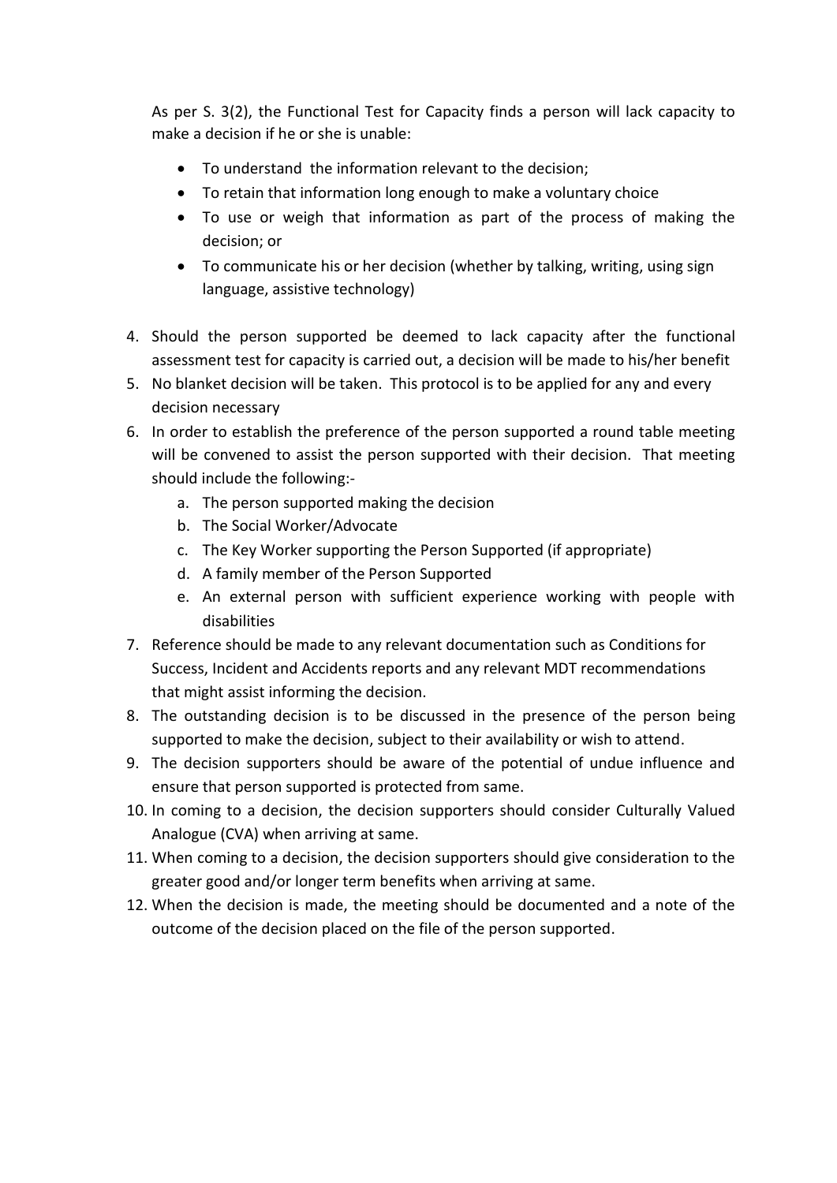As per S. 3(2), the Functional Test for Capacity finds a person will lack capacity to make a decision if he or she is unable:

- To understand the information relevant to the decision;
- To retain that information long enough to make a voluntary choice
- To use or weigh that information as part of the process of making the decision; or
- To communicate his or her decision (whether by talking, writing, using sign language, assistive technology)

4. Should the person supported be deemed to lack capacity after the functional assessment test for capacity is carried out, a decision will be made to his/her benefit
5. No blanket decision will be taken. This protocol is to be applied for any and every decision necessary
6. In order to establish the preference of the person supported a round table meeting will be convened to assist the person supported with their decision. That meeting should include the following:-
   a. The person supported making the decision
   b. The Social Worker/Advocate
   c. The Key Worker supporting the Person Supported (if appropriate)
   d. A family member of the Person Supported
   e. An external person with sufficient experience working with people with disabilities
7. Reference should be made to any relevant documentation such as Conditions for Success, Incident and Accidents reports and any relevant MDT recommendations that might assist informing the decision.
8. The outstanding decision is to be discussed in the presence of the person being supported to make the decision, subject to their availability or wish to attend.
9. The decision supporters should be aware of the potential of undue influence and ensure that person supported is protected from same.
10. In coming to a decision, the decision supporters should consider Culturally Valued Analogue (CVA) when arriving at same.
11. When coming to a decision, the decision supporters should give consideration to the greater good and/or longer term benefits when arriving at same.
12. When the decision is made, the meeting should be documented and a note of the outcome of the decision placed on the file of the person supported.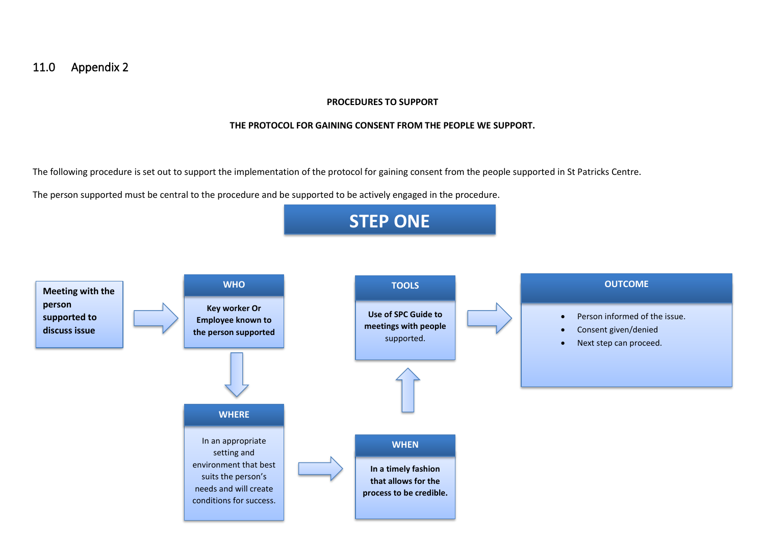## 11.0 Appendix 2

**PROCEDURES TO SUPPORT**

**THE PROTOCOL FOR GAINING CONSENT FROM THE PEOPLE WE SUPPORT.**

The following procedure is set out to support the implementation of the protocol for gaining consent from the people supported in St Patricks Centre.

The person supported must be central to the procedure and be supported to be actively engaged in the procedure.

## STEP ONE

**Meeting with the person supported to discuss issue**

→

**WHO**

**Key worker Or Employee known to the person supported**

↓

**WHERE**

In an appropriate setting and environment that best suits the person's needs and will create conditions for success.

→

**WHEN**

**In a timely fashion that allows for the process to be credible.**

↑

**TOOLS**

**Use of SPC Guide to meetings with people** supported.

→

**OUTCOME**

- Person informed of the issue.
- Consent given/denied
- Next step can proceed.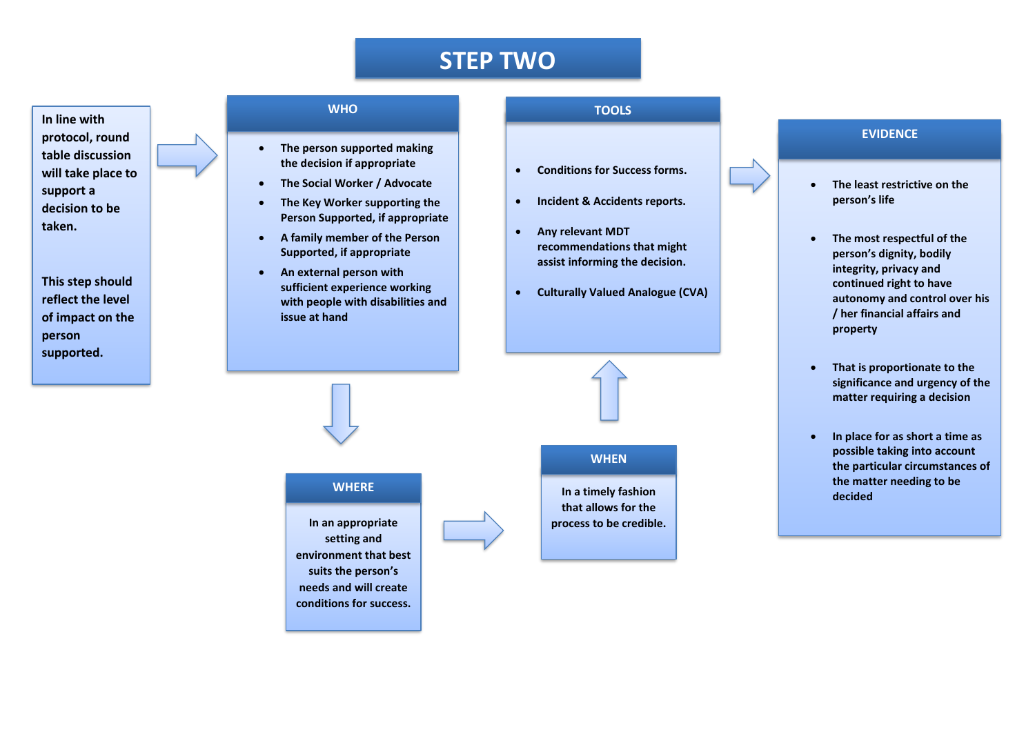# STEP TWO

In line with protocol, round table discussion will take place to support a decision to be taken.

This step should reflect the level of impact on the person supported.

## WHO

- The person supported making the decision if appropriate
- The Social Worker / Advocate
- The Key Worker supporting the Person Supported, if appropriate
- A family member of the Person Supported, if appropriate
- An external person with sufficient experience working with people with disabilities and issue at hand

## WHERE

In an appropriate setting and environment that best suits the person's needs and will create conditions for success.

## WHEN

In a timely fashion that allows for the process to be credible.

## TOOLS

- Conditions for Success forms.
- Incident & Accidents reports.
- Any relevant MDT recommendations that might assist informing the decision.
- Culturally Valued Analogue (CVA)

## EVIDENCE

- The least restrictive on the person's life
- The most respectful of the person's dignity, bodily integrity, privacy and continued right to have autonomy and control over his / her financial affairs and property
- That is proportionate to the significance and urgency of the matter requiring a decision
- In place for as short a time as possible taking into account the particular circumstances of the matter needing to be decided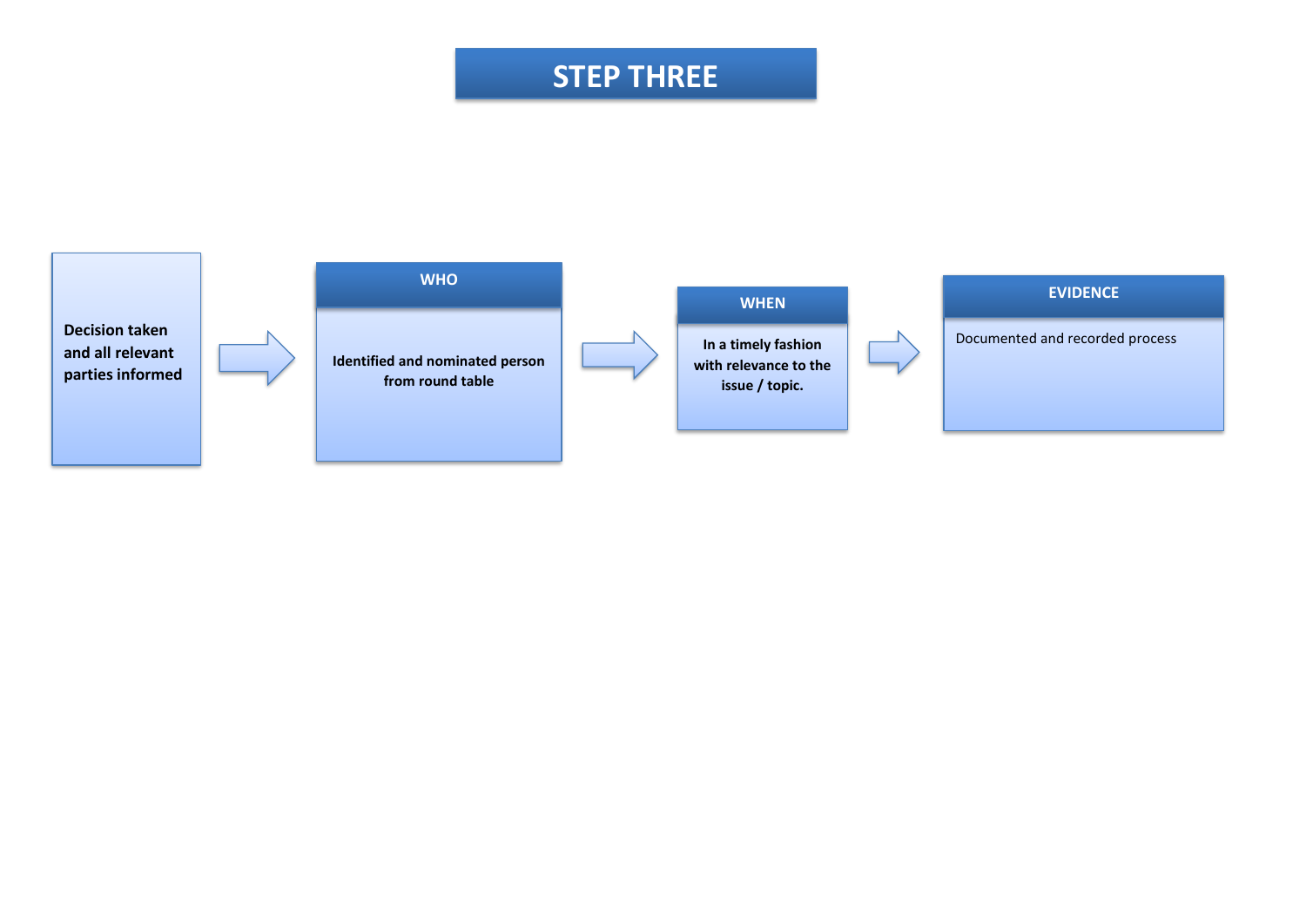# STEP THREE

**Decision taken and all relevant parties informed**

→

**WHO**

**Identified and nominated person from round table**

→

**WHEN**

**In a timely fashion with relevance to the issue / topic.**

→

**EVIDENCE**

Documented and recorded process